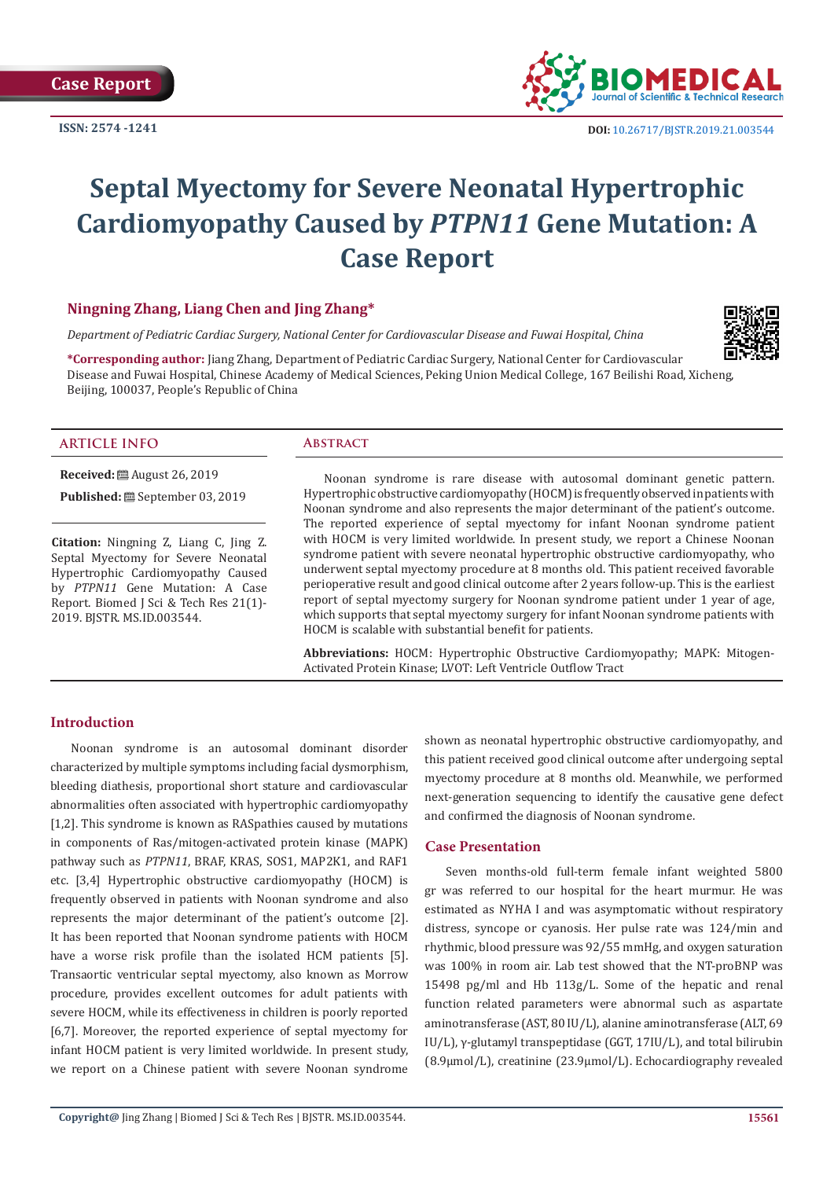Case Report

ISSN: 2574 -1241

DOI: 10.26717/BJSTR.2019.21.003544

# Septal Myectomy for Severe Neonatal Hypertrophic Cardiomyopathy Caused by *PTPN11* Gene Mutation: A Case Report

**Ningning Zhang, Liang Chen and Jing Zhang***

*Department of Pediatric Cardiac Surgery, National Center for Cardiovascular Disease and Fuwai Hospital, China*

***Corresponding author:** Jiang Zhang, Department of Pediatric Cardiac Surgery, National Center for Cardiovascular Disease and Fuwai Hospital, Chinese Academy of Medical Sciences, Peking Union Medical College, 167 Beilishi Road, Xicheng, Beijing, 100037, People's Republic of China

## ARTICLE INFO

**Received:** August 26, 2019

**Published:** September 03, 2019

**Citation:** Ningning Z, Liang C, Jing Z. Septal Myectomy for Severe Neonatal Hypertrophic Cardiomyopathy Caused by *PTPN11* Gene Mutation: A Case Report. Biomed J Sci & Tech Res 21(1)-2019. BJSTR. MS.ID.003544.

## Abstract

Noonan syndrome is rare disease with autosomal dominant genetic pattern. Hypertrophic obstructive cardiomyopathy (HOCM) is frequently observed in patients with Noonan syndrome and also represents the major determinant of the patient's outcome. The reported experience of septal myectomy for infant Noonan syndrome patient with HOCM is very limited worldwide. In present study, we report a Chinese Noonan syndrome patient with severe neonatal hypertrophic obstructive cardiomyopathy, who underwent septal myectomy procedure at 8 months old. This patient received favorable perioperative result and good clinical outcome after 2 years follow-up. This is the earliest report of septal myectomy surgery for Noonan syndrome patient under 1 year of age, which supports that septal myectomy surgery for infant Noonan syndrome patients with HOCM is scalable with substantial benefit for patients.

**Abbreviations:** HOCM: Hypertrophic Obstructive Cardiomyopathy; MAPK: Mitogen-Activated Protein Kinase; LVOT: Left Ventricle Outflow Tract

## Introduction

Noonan syndrome is an autosomal dominant disorder characterized by multiple symptoms including facial dysmorphism, bleeding diathesis, proportional short stature and cardiovascular abnormalities often associated with hypertrophic cardiomyopathy [1,2]. This syndrome is known as RASpathies caused by mutations in components of Ras/mitogen-activated protein kinase (MAPK) pathway such as *PTPN11*, BRAF, KRAS, SOS1, MAP2K1, and RAF1 etc. [3,4] Hypertrophic obstructive cardiomyopathy (HOCM) is frequently observed in patients with Noonan syndrome and also represents the major determinant of the patient's outcome [2]. It has been reported that Noonan syndrome patients with HOCM have a worse risk profile than the isolated HCM patients [5]. Transaortic ventricular septal myectomy, also known as Morrow procedure, provides excellent outcomes for adult patients with severe HOCM, while its effectiveness in children is poorly reported [6,7]. Moreover, the reported experience of septal myectomy for infant HOCM patient is very limited worldwide. In present study, we report on a Chinese patient with severe Noonan syndrome shown as neonatal hypertrophic obstructive cardiomyopathy, and this patient received good clinical outcome after undergoing septal myectomy procedure at 8 months old. Meanwhile, we performed next-generation sequencing to identify the causative gene defect and confirmed the diagnosis of Noonan syndrome.

## Case Presentation

Seven months-old full-term female infant weighted 5800 gr was referred to our hospital for the heart murmur. He was estimated as NYHA I and was asymptomatic without respiratory distress, syncope or cyanosis. Her pulse rate was 124/min and rhythmic, blood pressure was 92/55 mmHg, and oxygen saturation was 100% in room air. Lab test showed that the NT-proBNP was 15498 pg/ml and Hb 113g/L. Some of the hepatic and renal function related parameters were abnormal such as aspartate aminotransferase (AST, 80 IU/L), alanine aminotransferase (ALT, 69 IU/L), γ-glutamyl transpeptidase (GGT, 17IU/L), and total bilirubin (8.9μmol/L), creatinine (23.9μmol/L). Echocardiography revealed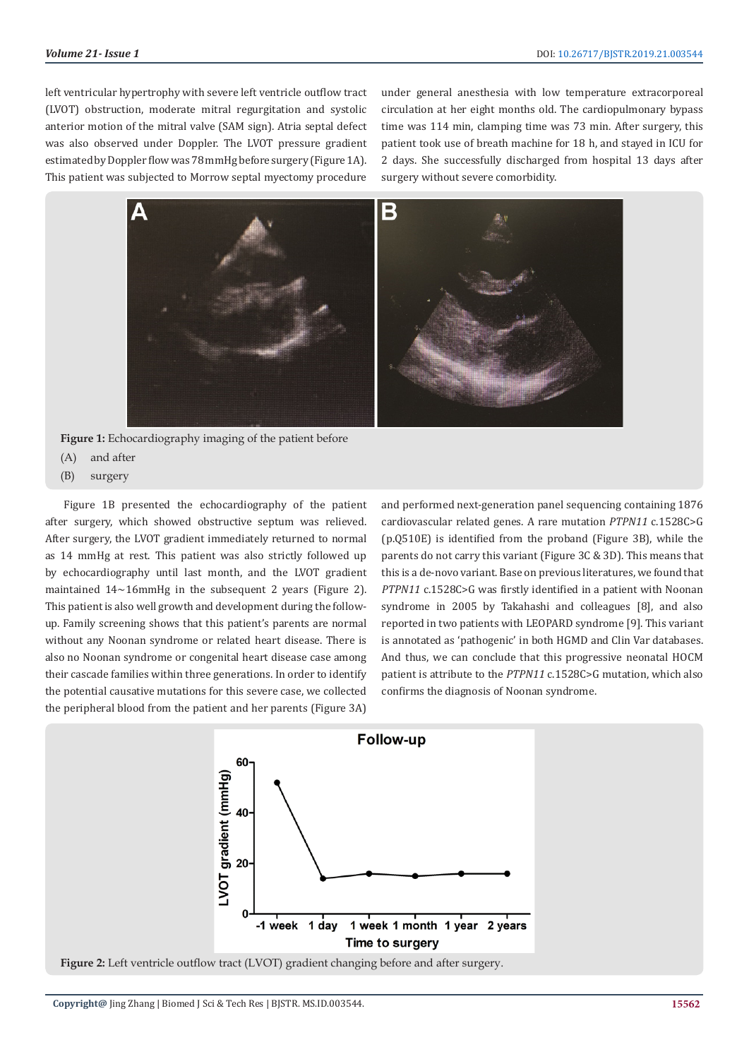left ventricular hypertrophy with severe left ventricle outflow tract (LVOT) obstruction, moderate mitral regurgitation and systolic anterior motion of the mitral valve (SAM sign). Atria septal defect was also observed under Doppler. The LVOT pressure gradient estimated by Doppler flow was 78mmHg before surgery (Figure 1A). This patient was subjected to Morrow septal myectomy procedure under general anesthesia with low temperature extracorporeal circulation at her eight months old. The cardiopulmonary bypass time was 114 min, clamping time was 73 min. After surgery, this patient took use of breath machine for 18 h, and stayed in ICU for 2 days. She successfully discharged from hospital 13 days after surgery without severe comorbidity.

**Figure 1:** Echocardiography imaging of the patient before

(A) and after

(B) surgery

Figure 1B presented the echocardiography of the patient after surgery, which showed obstructive septum was relieved. After surgery, the LVOT gradient immediately returned to normal as 14 mmHg at rest. This patient was strictly followed up by echocardiography until last month, and the LVOT gradient maintained 14～16mmHg in the subsequent 2 years (Figure 2). This patient is also well growth and development during the follow-up. Family screening shows that this patient's parents are normal without any Noonan syndrome or related heart disease. There is also no Noonan syndrome or congenital heart disease case among their cascade families within three generations. In order to identify the potential causative mutations for this severe case, we collected the peripheral blood from the patient and her parents (Figure 3A) and performed next-generation panel sequencing containing 1876 cardiovascular related genes. A rare mutation *PTPN11* c.1528C>G (p.Q510E) is identified from the proband (Figure 3B), while the parents do not carry this variant (Figure 3C & 3D). This means that this is a de-novo variant. Base on previous literatures, we found that *PTPN11* c.1528C>G was firstly identified in a patient with Noonan syndrome in 2005 by Takahashi and colleagues [8], and also reported in two patients with LEOPARD syndrome [9]. This variant is annotated as 'pathogenic' in both HGMD and Clin Var databases. And thus, we can conclude that this progressive neonatal HOCM patient is attribute to the *PTPN11* c.1528C>G mutation, which also confirms the diagnosis of Noonan syndrome.

**Figure 2:** Left ventricle outflow tract (LVOT) gradient changing before and after surgery.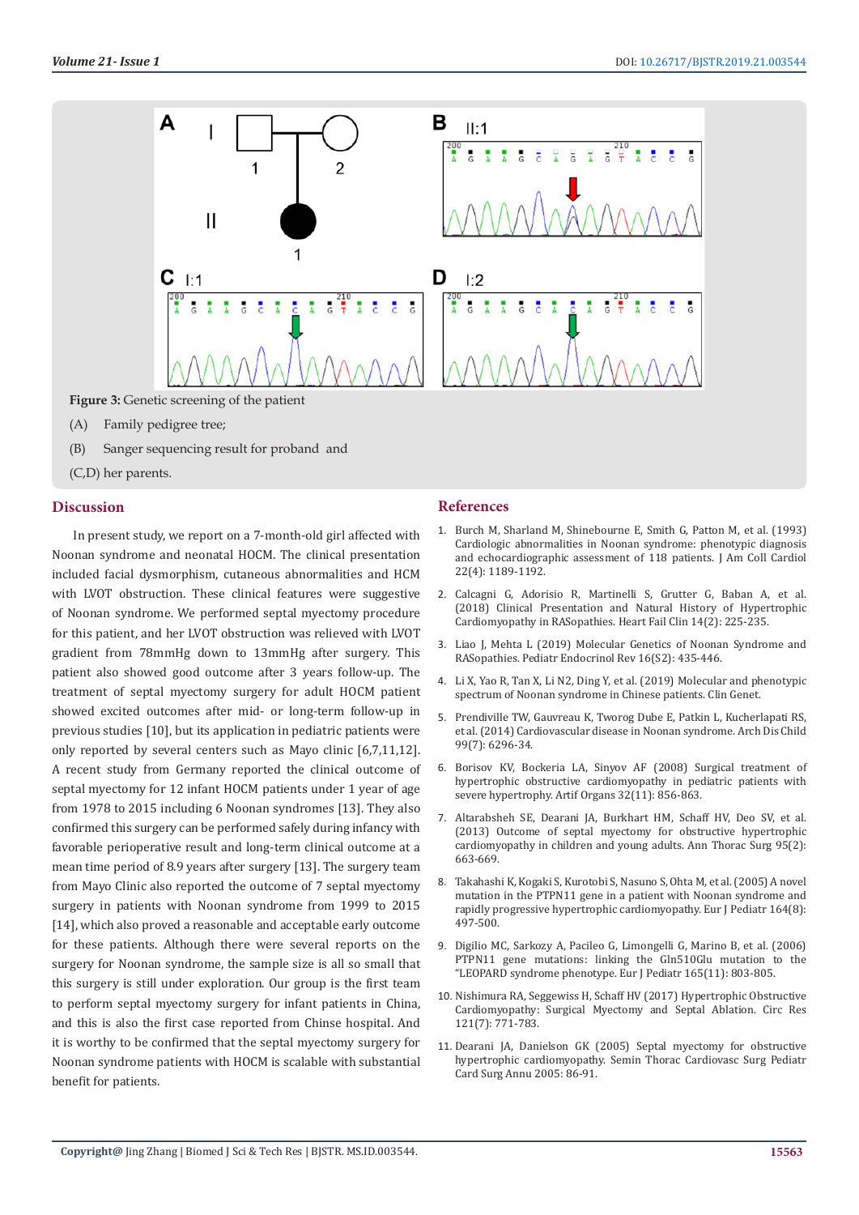Figure 3: Genetic screening of the patient

(A) Family pedigree tree;

(B) Sanger sequencing result for proband and

(C,D) her parents.

## Discussion

In present study, we report on a 7-month-old girl affected with Noonan syndrome and neonatal HOCM. The clinical presentation included facial dysmorphism, cutaneous abnormalities and HCM with LVOT obstruction. These clinical features were suggestive of Noonan syndrome. We performed septal myectomy procedure for this patient, and her LVOT obstruction was relieved with LVOT gradient from 78mmHg down to 13mmHg after surgery. This patient also showed good outcome after 3 years follow-up. The treatment of septal myectomy surgery for adult HOCM patient showed excited outcomes after mid- or long-term follow-up in previous studies [10], but its application in pediatric patients were only reported by several centers such as Mayo clinic [6,7,11,12]. A recent study from Germany reported the clinical outcome of septal myectomy for 12 infant HOCM patients under 1 year of age from 1978 to 2015 including 6 Noonan syndromes [13]. They also confirmed this surgery can be performed safely during infancy with favorable perioperative result and long-term clinical outcome at a mean time period of 8.9 years after surgery [13]. The surgery team from Mayo Clinic also reported the outcome of 7 septal myectomy surgery in patients with Noonan syndrome from 1999 to 2015 [14], which also proved a reasonable and acceptable early outcome for these patients. Although there were several reports on the surgery for Noonan syndrome, the sample size is all so small that this surgery is still under exploration. Our group is the first team to perform septal myectomy surgery for infant patients in China, and this is also the first case reported from Chinse hospital. And it is worthy to be confirmed that the septal myectomy surgery for Noonan syndrome patients with HOCM is scalable with substantial benefit for patients.

## References

1. Burch M, Sharland M, Shinebourne E, Smith G, Patton M, et al. (1993) Cardiologic abnormalities in Noonan syndrome: phenotypic diagnosis and echocardiographic assessment of 118 patients. J Am Coll Cardiol 22(4): 1189-1192.
2. Calcagni G, Adorisio R, Martinelli S, Grutter G, Baban A, et al. (2018) Clinical Presentation and Natural History of Hypertrophic Cardiomyopathy in RASopathies. Heart Fail Clin 14(2): 225-235.
3. Liao J, Mehta L (2019) Molecular Genetics of Noonan Syndrome and RASopathies. Pediatr Endocrinol Rev 16(S2): 435-446.
4. Li X, Yao R, Tan X, Li N2, Ding Y, et al. (2019) Molecular and phenotypic spectrum of Noonan syndrome in Chinese patients. Clin Genet.
5. Prendiville TW, Gauvreau K, Tworog Dube E, Patkin L, Kucherlapati RS, et al. (2014) Cardiovascular disease in Noonan syndrome. Arch Dis Child 99(7): 6296-34.
6. Borisov KV, Bockeria LA, Sinyov AF (2008) Surgical treatment of hypertrophic obstructive cardiomyopathy in pediatric patients with severe hypertrophy. Artif Organs 32(11): 856-863.
7. Altarabsheh SE, Dearani JA, Burkhart HM, Schaff HV, Deo SV, et al. (2013) Outcome of septal myectomy for obstructive hypertrophic cardiomyopathy in children and young adults. Ann Thorac Surg 95(2): 663-669.
8. Takahashi K, Kogaki S, Kurotobi S, Nasuno S, Ohta M, et al. (2005) A novel mutation in the PTPN11 gene in a patient with Noonan syndrome and rapidly progressive hypertrophic cardiomyopathy. Eur J Pediatr 164(8): 497-500.
9. Digilio MC, Sarkozy A, Pacileo G, Limongelli G, Marino B, et al. (2006) PTPN11 gene mutations: linking the Gln510Glu mutation to the "LEOPARD syndrome phenotype. Eur J Pediatr 165(11): 803-805.
10. Nishimura RA, Seggewiss H, Schaff HV (2017) Hypertrophic Obstructive Cardiomyopathy: Surgical Myectomy and Septal Ablation. Circ Res 121(7): 771-783.
11. Dearani JA, Danielson GK (2005) Septal myectomy for obstructive hypertrophic cardiomyopathy. Semin Thorac Cardiovasc Surg Pediatr Card Surg Annu 2005: 86-91.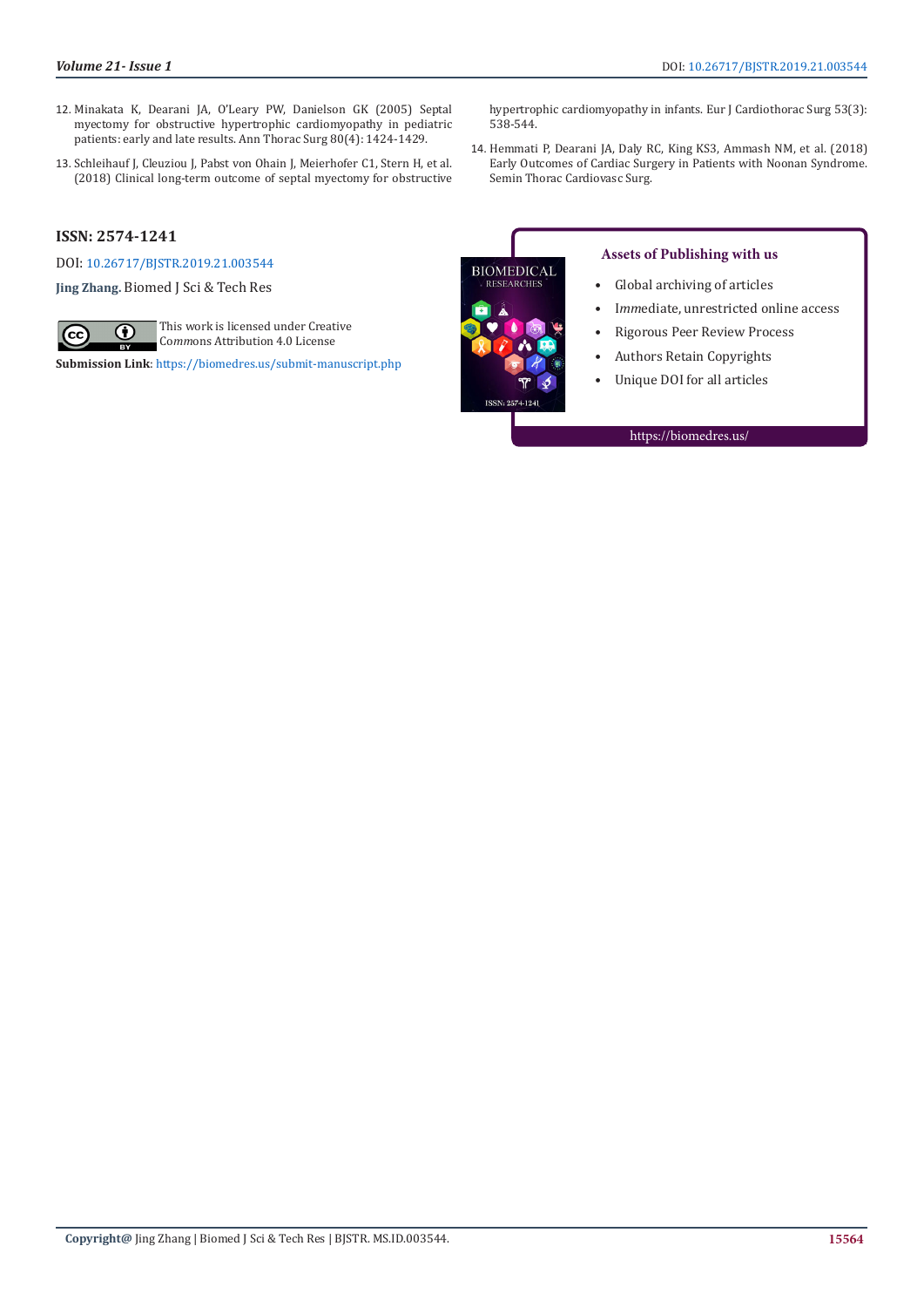12. Minakata K, Dearani JA, O'Leary PW, Danielson GK (2005) Septal myectomy for obstructive hypertrophic cardiomyopathy in pediatric patients: early and late results. Ann Thorac Surg 80(4): 1424-1429.

13. Schleihauf J, Cleuziou J, Pabst von Ohain J, Meierhofer C1, Stern H, et al. (2018) Clinical long-term outcome of septal myectomy for obstructive hypertrophic cardiomyopathy in infants. Eur J Cardiothorac Surg 53(3): 538-544.

14. Hemmati P, Dearani JA, Daly RC, King KS3, Ammash NM, et al. (2018) Early Outcomes of Cardiac Surgery in Patients with Noonan Syndrome. Semin Thorac Cardiovasc Surg.

**ISSN: 2574-1241**

DOI: 10.26717/BJSTR.2019.21.003544

**Jing Zhang.** Biomed J Sci & Tech Res

This work is licensed under Creative Commons Attribution 4.0 License

**Submission Link**: https://biomedres.us/submit-manuscript.php

**Assets of Publishing with us**

- Global archiving of articles
- Immediate, unrestricted online access
- Rigorous Peer Review Process
- Authors Retain Copyrights
- Unique DOI for all articles

https://biomedres.us/